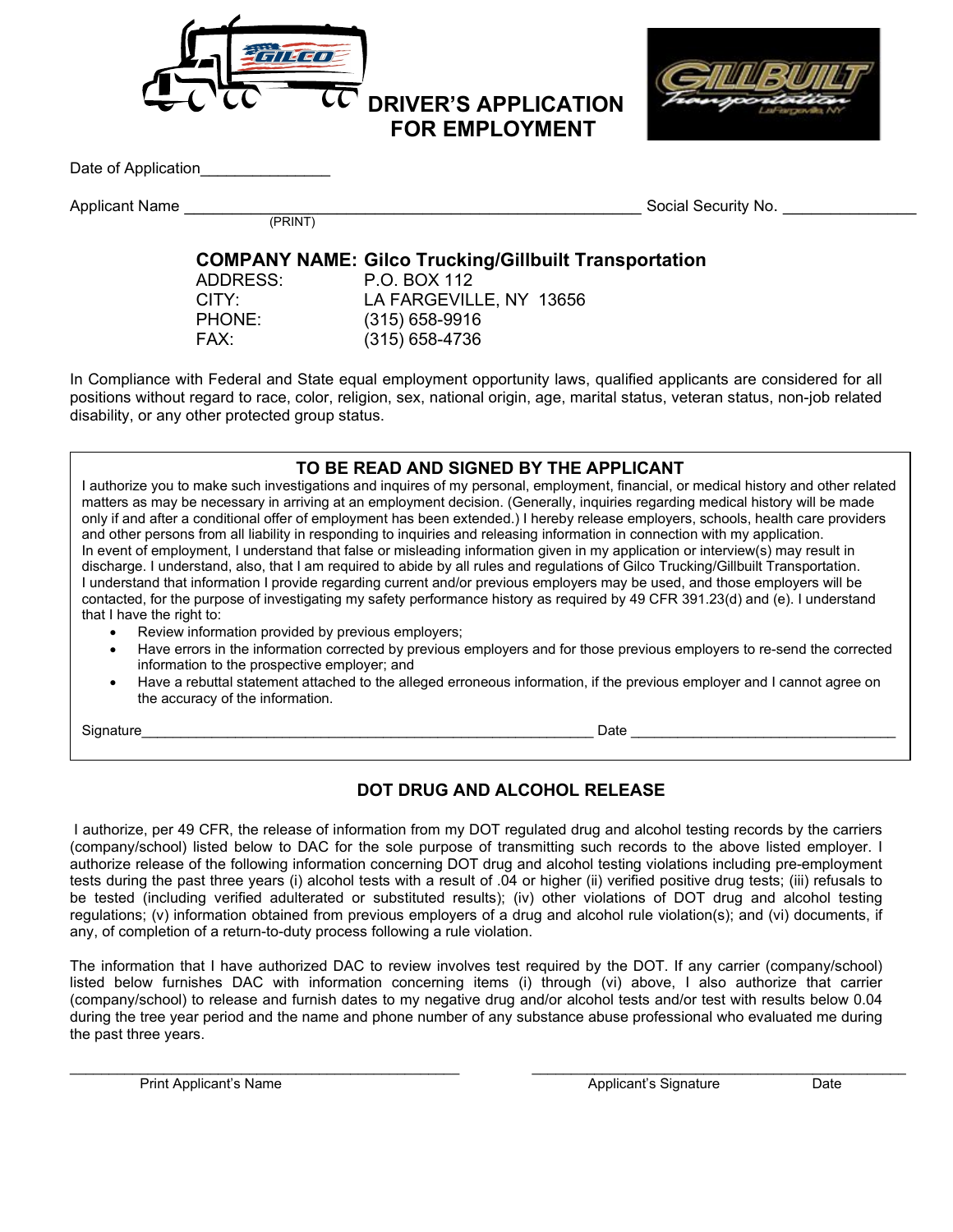# DRIVER'S APPLICATION FOR EMPLOYMENT

Date of Application_______________

Applicant Name _____________________________________________________ Social Security No. _______________
(PRINT)

**COMPANY NAME: Gilco Trucking/Gillbuilt Transportation**

ADDRESS: P.O. BOX 112
CITY: LA FARGEVILLE, NY 13656
PHONE: (315) 658-9916
FAX: (315) 658-4736

In Compliance with Federal and State equal employment opportunity laws, qualified applicants are considered for all positions without regard to race, color, religion, sex, national origin, age, marital status, veteran status, non-job related disability, or any other protected group status.

### TO BE READ AND SIGNED BY THE APPLICANT

I authorize you to make such investigations and inquires of my personal, employment, financial, or medical history and other related matters as may be necessary in arriving at an employment decision. (Generally, inquiries regarding medical history will be made only if and after a conditional offer of employment has been extended.) I hereby release employers, schools, health care providers and other persons from all liability in responding to inquiries and releasing information in connection with my application.
In event of employment, I understand that false or misleading information given in my application or interview(s) may result in discharge. I understand, also, that I am required to abide by all rules and regulations of Gilco Trucking/Gillbuilt Transportation.
I understand that information I provide regarding current and/or previous employers may be used, and those employers will be contacted, for the purpose of investigating my safety performance history as required by 49 CFR 391.23(d) and (e). I understand that I have the right to:

- Review information provided by previous employers;
- Have errors in the information corrected by previous employers and for those previous employers to re-send the corrected information to the prospective employer; and
- Have a rebuttal statement attached to the alleged erroneous information, if the previous employer and I cannot agree on the accuracy of the information.

Signature___________________________________________________________ Date _________________________________

### DOT DRUG AND ALCOHOL RELEASE

I authorize, per 49 CFR, the release of information from my DOT regulated drug and alcohol testing records by the carriers (company/school) listed below to DAC for the sole purpose of transmitting such records to the above listed employer. I authorize release of the following information concerning DOT drug and alcohol testing violations including pre-employment tests during the past three years (i) alcohol tests with a result of .04 or higher (ii) verified positive drug tests; (iii) refusals to be tested (including verified adulterated or substituted results); (iv) other violations of DOT drug and alcohol testing regulations; (v) information obtained from previous employers of a drug and alcohol rule violation(s); and (vi) documents, if any, of completion of a return-to-duty process following a rule violation.

The information that I have authorized DAC to review involves test required by the DOT. If any carrier (company/school) listed below furnishes DAC with information concerning items (i) through (vi) above, I also authorize that carrier (company/school) to release and furnish dates to my negative drug and/or alcohol tests and/or test with results below 0.04 during the tree year period and the name and phone number of any substance abuse professional who evaluated me during the past three years.

_________________________________________________ _________________________________________________
Print Applicant's Name Applicant's Signature Date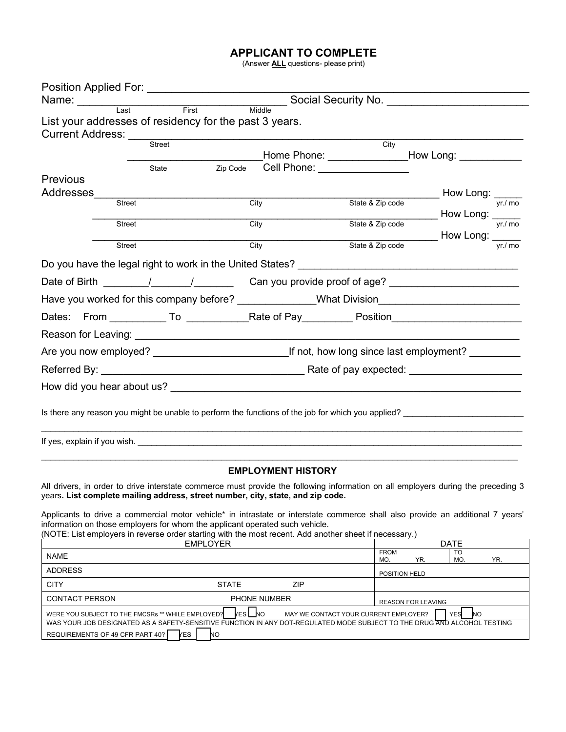## APPLICANT TO COMPLETE

(Answer **ALL** questions- please print)

Position Applied For: ___________________________________________________________

Name: ________________________________________ Social Security No. ________________________
Last First Middle

List your addresses of residency for the past 3 years.

Current Address: ___________________________________________________________________
Street City

________________________Home Phone: ______________How Long: ___________
State Zip Code Cell Phone: ________________

Previous Addresses___________________________________________________________ How Long: _____
Street City State & Zip code yr./ mo

___________________________________________________________ How Long: _____
Street City State & Zip code yr./ mo

___________________________________________________________ How Long: _____
Street City State & Zip code yr./ mo

Do you have the legal right to work in the United States? _____________________________________

Date of Birth ________/_______/_______ Can you provide proof of age? _______________________

Have you worked for this company before? _____________What Division________________________

Dates: From __________ To ___________Rate of Pay_________ Position______________________

Reason for Leaving: ____________________________________________________________________

Are you now employed? _______________________If not, how long since last employment? _________

Referred By: ___________________________________ Rate of pay expected: ___________________

How did you hear about us? _____________________________________________________________

Is there any reason you might be unable to perform the functions of the job for which you applied? _________________________

_____________________________________________________________________________________

If yes, explain if you wish. ________________________________________________________________

_____________________________________________________________________________________

### EMPLOYMENT HISTORY

All drivers, in order to drive interstate commerce must provide the following information on all employers during the preceding 3 years**. List complete mailing address, street number, city, state, and zip code.**

Applicants to drive a commercial motor vehicle* in intrastate or interstate commerce shall also provide an additional 7 years' information on those employers for whom the applicant operated such vehicle.

(NOTE: List employers in reverse order starting with the most recent. Add another sheet if necessary.)

| EMPLOYER | | | DATE |
|---|---|---|---|
| NAME | | | FROM MO. YR. / TO MO. YR. |
| ADDRESS | | | POSITION HELD |
| CITY | STATE | ZIP | |
| CONTACT PERSON | PHONE NUMBER | | REASON FOR LEAVING |
| WERE YOU SUBJECT TO THE FMCSRs ** WHILE EMPLOYED? ☐ YES ☐ NO | | MAY WE CONTACT YOUR CURRENT EMPLOYER? ☐ YES ☐ NO | |
| WAS YOUR JOB DESIGNATED AS A SAFETY-SENSITIVE FUNCTION IN ANY DOT-REGULATED MODE SUBJECT TO THE DRUG AND ALCOHOL TESTING REQUIREMENTS OF 49 CFR PART 40? ☐ YES ☐ NO | | | |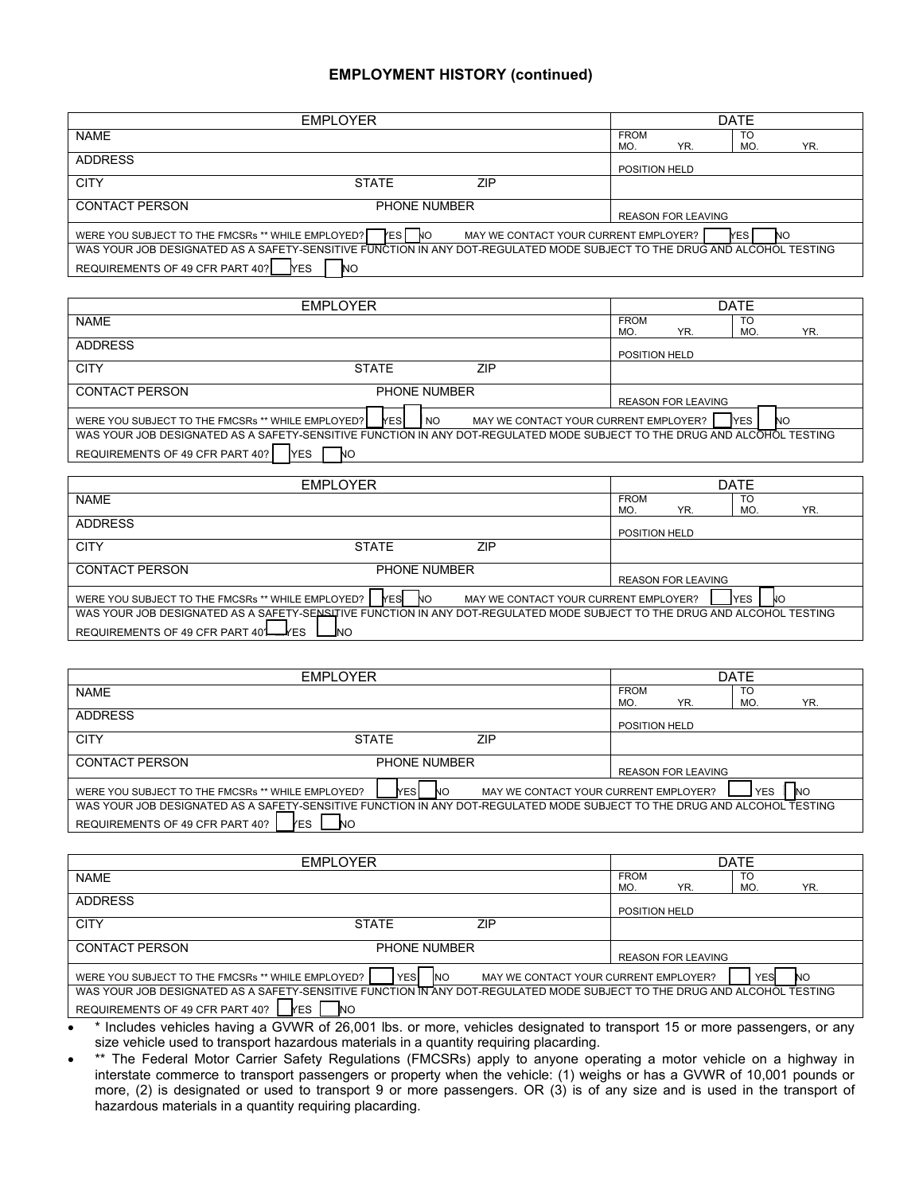## EMPLOYMENT HISTORY (continued)

| EMPLOYER | | | DATE | |
|---|---|---|---|---|
| NAME | | | FROM MO. YR. | TO MO. YR. |
| ADDRESS | | | POSITION HELD | |
| CITY | STATE | ZIP | | |
| CONTACT PERSON | PHONE NUMBER | | REASON FOR LEAVING | |
| WERE YOU SUBJECT TO THE FMCSRs ** WHILE EMPLOYED? ☐ YES ☐ NO | | | MAY WE CONTACT YOUR CURRENT EMPLOYER? ☐ YES ☐ NO | |
| WAS YOUR JOB DESIGNATED AS A SAFETY-SENSITIVE FUNCTION IN ANY DOT-REGULATED MODE SUBJECT TO THE DRUG AND ALCOHOL TESTING REQUIREMENTS OF 49 CFR PART 40? ☐ YES ☐ NO | | | | |

| EMPLOYER | | | DATE | |
|---|---|---|---|---|
| NAME | | | FROM MO. YR. | TO MO. YR. |
| ADDRESS | | | POSITION HELD | |
| CITY | STATE | ZIP | | |
| CONTACT PERSON | PHONE NUMBER | | REASON FOR LEAVING | |
| WERE YOU SUBJECT TO THE FMCSRs ** WHILE EMPLOYED? ☐ YES ☐ NO | | | MAY WE CONTACT YOUR CURRENT EMPLOYER? ☐ YES ☐ NO | |
| WAS YOUR JOB DESIGNATED AS A SAFETY-SENSITIVE FUNCTION IN ANY DOT-REGULATED MODE SUBJECT TO THE DRUG AND ALCOHOL TESTING REQUIREMENTS OF 49 CFR PART 40? ☐ YES ☐ NO | | | | |

| EMPLOYER | | | DATE | |
|---|---|---|---|---|
| NAME | | | FROM MO. YR. | TO MO. YR. |
| ADDRESS | | | POSITION HELD | |
| CITY | STATE | ZIP | | |
| CONTACT PERSON | PHONE NUMBER | | REASON FOR LEAVING | |
| WERE YOU SUBJECT TO THE FMCSRs ** WHILE EMPLOYED? ☐ YES ☐ NO | | | MAY WE CONTACT YOUR CURRENT EMPLOYER? ☐ YES ☐ NO | |
| WAS YOUR JOB DESIGNATED AS A SAFETY-SENSITIVE FUNCTION IN ANY DOT-REGULATED MODE SUBJECT TO THE DRUG AND ALCOHOL TESTING REQUIREMENTS OF 49 CFR PART 40? ☐ YES ☐ NO | | | | |

| EMPLOYER | | | DATE | |
|---|---|---|---|---|
| NAME | | | FROM MO. YR. | TO MO. YR. |
| ADDRESS | | | POSITION HELD | |
| CITY | STATE | ZIP | | |
| CONTACT PERSON | PHONE NUMBER | | REASON FOR LEAVING | |
| WERE YOU SUBJECT TO THE FMCSRs ** WHILE EMPLOYED? ☐ YES ☐ NO | | | MAY WE CONTACT YOUR CURRENT EMPLOYER? ☐ YES ☐ NO | |
| WAS YOUR JOB DESIGNATED AS A SAFETY-SENSITIVE FUNCTION IN ANY DOT-REGULATED MODE SUBJECT TO THE DRUG AND ALCOHOL TESTING REQUIREMENTS OF 49 CFR PART 40? ☐ YES ☐ NO | | | | |

| EMPLOYER | | | DATE | |
|---|---|---|---|---|
| NAME | | | FROM MO. YR. | TO MO. YR. |
| ADDRESS | | | POSITION HELD | |
| CITY | STATE | ZIP | | |
| CONTACT PERSON | PHONE NUMBER | | REASON FOR LEAVING | |
| WERE YOU SUBJECT TO THE FMCSRs ** WHILE EMPLOYED? ☐ YES ☐ NO | | | MAY WE CONTACT YOUR CURRENT EMPLOYER? ☐ YES ☐ NO | |
| WAS YOUR JOB DESIGNATED AS A SAFETY-SENSITIVE FUNCTION IN ANY DOT-REGULATED MODE SUBJECT TO THE DRUG AND ALCOHOL TESTING REQUIREMENTS OF 49 CFR PART 40? ☐ YES ☐ NO | | | | |

- * Includes vehicles having a GVWR of 26,001 lbs. or more, vehicles designated to transport 15 or more passengers, or any size vehicle used to transport hazardous materials in a quantity requiring placarding.
- ** The Federal Motor Carrier Safety Regulations (FMCSRs) apply to anyone operating a motor vehicle on a highway in interstate commerce to transport passengers or property when the vehicle: (1) weighs or has a GVWR of 10,001 pounds or more, (2) is designated or used to transport 9 or more passengers. OR (3) is of any size and is used in the transport of hazardous materials in a quantity requiring placarding.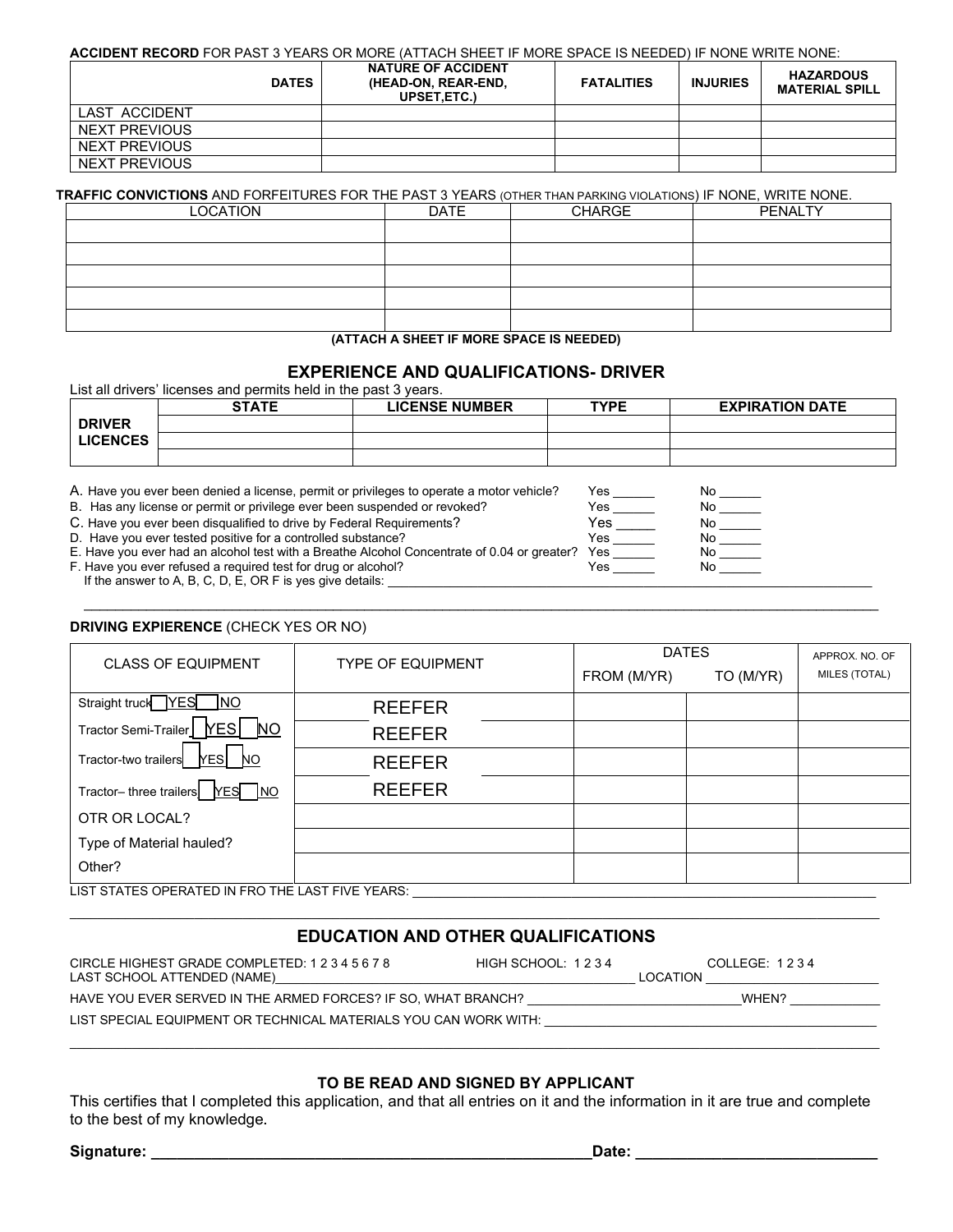**ACCIDENT RECORD** FOR PAST 3 YEARS OR MORE (ATTACH SHEET IF MORE SPACE IS NEEDED) IF NONE WRITE NONE:

| DATES | NATURE OF ACCIDENT (HEAD-ON, REAR-END, UPSET,ETC.) | FATALITIES | INJURIES | HAZARDOUS MATERIAL SPILL |
|---|---|---|---|---|
| LAST ACCIDENT | | | | |
| NEXT PREVIOUS | | | | |
| NEXT PREVIOUS | | | | |
| NEXT PREVIOUS | | | | |

**TRAFFIC CONVICTIONS** AND FORFEITURES FOR THE PAST 3 YEARS (OTHER THAN PARKING VIOLATIONS) IF NONE, WRITE NONE.

| LOCATION | DATE | CHARGE | PENALTY |
|---|---|---|---|
| | | | |
| | | | |
| | | | |
| | | | |
| | | | |

**(ATTACH A SHEET IF MORE SPACE IS NEEDED)**

## EXPERIENCE AND QUALIFICATIONS- DRIVER

List all drivers' licenses and permits held in the past 3 years.

| | STATE | LICENSE NUMBER | TYPE | EXPIRATION DATE |
|---|---|---|---|---|
| **DRIVER LICENCES** | | | | |
| | | | | |
| | | | | |

A. Have you ever been denied a license, permit or privileges to operate a motor vehicle? Yes ______ No ______

B. Has any license or permit or privilege ever been suspended or revoked? Yes ______ No ______

C. Have you ever been disqualified to drive by Federal Requirements? Yes ______ No ______

D. Have you ever tested positive for a controlled substance? Yes ______ No ______

E. Have you ever had an alcohol test with a Breathe Alcohol Concentrate of 0.04 or greater? Yes ______ No ______

F. Have you ever refused a required test for drug or alcohol? Yes ______ No ______

If the answer to A, B, C, D, E, OR F is yes give details: ______________________________________________________________

______________________________________________________________________________________________

**DRIVING EXPIERENCE** (CHECK YES OR NO)

| CLASS OF EQUIPMENT | TYPE OF EQUIPMENT | DATES FROM (M/YR) | TO (M/YR) | APPROX. NO. OF MILES (TOTAL) |
|---|---|---|---|---|
| Straight truck ☐ YES ☐ NO | REEFER | | | |
| Tractor Semi-Trailer ☐ YES ☐ NO | REEFER | | | |
| Tractor-two trailers ☐ YES ☐ NO | REEFER | | | |
| Tractor– three trailers ☐ YES ☐ NO | REEFER | | | |
| OTR OR LOCAL? | | | | |
| Type of Material hauled? | | | | |
| Other? | | | | |

LIST STATES OPERATED IN FRO THE LAST FIVE YEARS: ______________________________________________________________

______________________________________________________________________________________________

## EDUCATION AND OTHER QUALIFICATIONS

CIRCLE HIGHEST GRADE COMPLETED: 1 2 3 4 5 6 7 8 HIGH SCHOOL: 1 2 3 4 COLLEGE: 1 2 3 4

LAST SCHOOL ATTENDED (NAME)______________________________________________ LOCATION ______________________

HAVE YOU EVER SERVED IN THE ARMED FORCES? IF SO, WHAT BRANCH? ____________________________WHEN? ____________

LIST SPECIAL EQUIPMENT OR TECHNICAL MATERIALS YOU CAN WORK WITH: ____________________________________________

______________________________________________________________________________________________

### TO BE READ AND SIGNED BY APPLICANT

This certifies that I completed this application, and that all entries on it and the information in it are true and complete to the best of my knowledge.

**Signature: ______________________________________________Date: ___________________________**